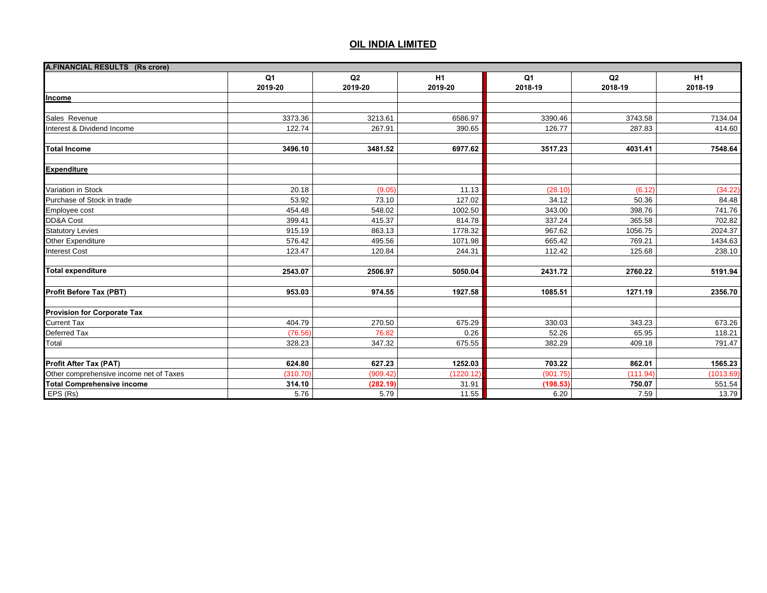# OIL INDIA LIMITED

| A.FINANCIAL RESULTS (Rs crore) | Q1 2019-20 | Q2 2019-20 | H1 2019-20 | Q1 2018-19 | Q2 2018-19 | H1 2018-19 |
|---|---|---|---|---|---|---|
| **Income** | | | | | | |
| | | | | | | |
| Sales Revenue | 3373.36 | 3213.61 | 6586.97 | 3390.46 | 3743.58 | 7134.04 |
| Interest & Dividend Income | 122.74 | 267.91 | 390.65 | 126.77 | 287.83 | 414.60 |
| | | | | | | |
| **Total Income** | **3496.10** | **3481.52** | **6977.62** | **3517.23** | **4031.41** | **7548.64** |
| | | | | | | |
| **Expenditure** | | | | | | |
| | | | | | | |
| Variation in Stock | 20.18 | (9.05) | 11.13 | (28.10) | (6.12) | (34.22) |
| Purchase of Stock in trade | 53.92 | 73.10 | 127.02 | 34.12 | 50.36 | 84.48 |
| Employee cost | 454.48 | 548.02 | 1002.50 | 343.00 | 398.76 | 741.76 |
| DD&A Cost | 399.41 | 415.37 | 814.78 | 337.24 | 365.58 | 702.82 |
| Statutory Levies | 915.19 | 863.13 | 1778.32 | 967.62 | 1056.75 | 2024.37 |
| Other Expenditure | 576.42 | 495.56 | 1071.98 | 665.42 | 769.21 | 1434.63 |
| Interest Cost | 123.47 | 120.84 | 244.31 | 112.42 | 125.68 | 238.10 |
| | | | | | | |
| **Total expenditure** | **2543.07** | **2506.97** | **5050.04** | **2431.72** | **2760.22** | **5191.94** |
| | | | | | | |
| **Profit Before Tax (PBT)** | **953.03** | **974.55** | **1927.58** | **1085.51** | **1271.19** | **2356.70** |
| | | | | | | |
| **Provision for Corporate Tax** | | | | | | |
| Current Tax | 404.79 | 270.50 | 675.29 | 330.03 | 343.23 | 673.26 |
| Deferred Tax | (76.56) | 76.82 | 0.26 | 52.26 | 65.95 | 118.21 |
| Total | 328.23 | 347.32 | 675.55 | 382.29 | 409.18 | 791.47 |
| | | | | | | |
| **Profit After Tax (PAT)** | **624.80** | **627.23** | **1252.03** | **703.22** | **862.01** | **1565.23** |
| Other comprehensive income net of Taxes | (310.70) | (909.42) | (1220.12) | (901.75) | (111.94) | (1013.69) |
| **Total Comprehensive income** | **314.10** | **(282.19)** | 31.91 | **(198.53)** | **750.07** | 551.54 |
| EPS (Rs) | 5.76 | 5.79 | 11.55 | 6.20 | 7.59 | 13.79 |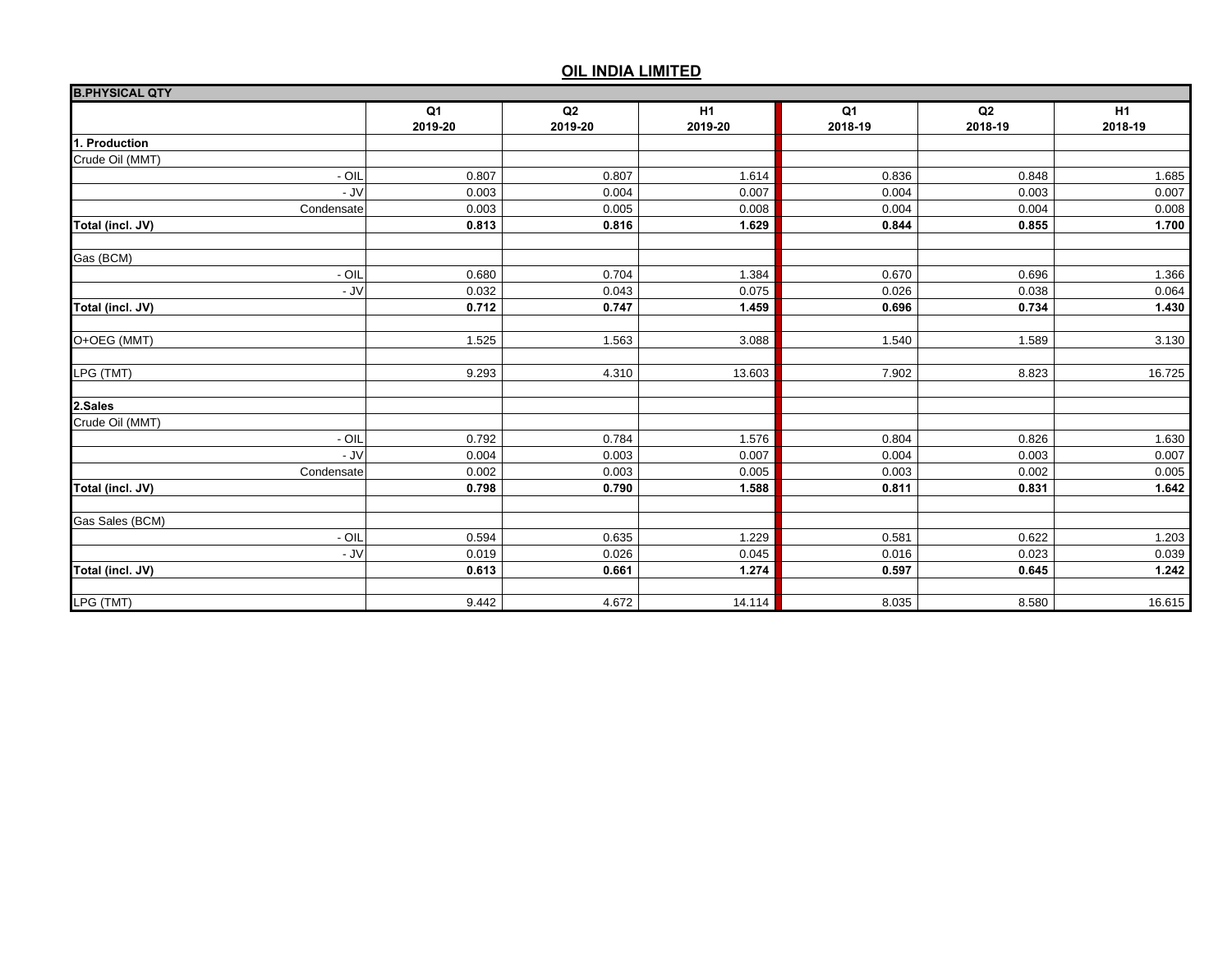# OIL INDIA LIMITED

| B.PHYSICAL QTY | Q1 2019-20 | Q2 2019-20 | H1 2019-20 | Q1 2018-19 | Q2 2018-19 | H1 2018-19 |
|---|---|---|---|---|---|---|
| **1. Production** | | | | | | |
| Crude Oil (MMT) | | | | | | |
| - OIL | 0.807 | 0.807 | 1.614 | 0.836 | 0.848 | 1.685 |
| - JV | 0.003 | 0.004 | 0.007 | 0.004 | 0.003 | 0.007 |
| Condensate | 0.003 | 0.005 | 0.008 | 0.004 | 0.004 | 0.008 |
| **Total (incl. JV)** | **0.813** | **0.816** | **1.629** | **0.844** | **0.855** | **1.700** |
| | | | | | | |
| Gas (BCM) | | | | | | |
| - OIL | 0.680 | 0.704 | 1.384 | 0.670 | 0.696 | 1.366 |
| - JV | 0.032 | 0.043 | 0.075 | 0.026 | 0.038 | 0.064 |
| **Total (incl. JV)** | **0.712** | **0.747** | **1.459** | **0.696** | **0.734** | **1.430** |
| | | | | | | |
| O+OEG (MMT) | 1.525 | 1.563 | 3.088 | 1.540 | 1.589 | 3.130 |
| | | | | | | |
| LPG (TMT) | 9.293 | 4.310 | 13.603 | 7.902 | 8.823 | 16.725 |
| | | | | | | |
| **2.Sales** | | | | | | |
| Crude Oil (MMT) | | | | | | |
| - OIL | 0.792 | 0.784 | 1.576 | 0.804 | 0.826 | 1.630 |
| - JV | 0.004 | 0.003 | 0.007 | 0.004 | 0.003 | 0.007 |
| Condensate | 0.002 | 0.003 | 0.005 | 0.003 | 0.002 | 0.005 |
| **Total (incl. JV)** | **0.798** | **0.790** | **1.588** | **0.811** | **0.831** | **1.642** |
| | | | | | | |
| Gas Sales (BCM) | | | | | | |
| - OIL | 0.594 | 0.635 | 1.229 | 0.581 | 0.622 | 1.203 |
| - JV | 0.019 | 0.026 | 0.045 | 0.016 | 0.023 | 0.039 |
| **Total (incl. JV)** | **0.613** | **0.661** | **1.274** | **0.597** | **0.645** | **1.242** |
| | | | | | | |
| LPG (TMT) | 9.442 | 4.672 | 14.114 | 8.035 | 8.580 | 16.615 |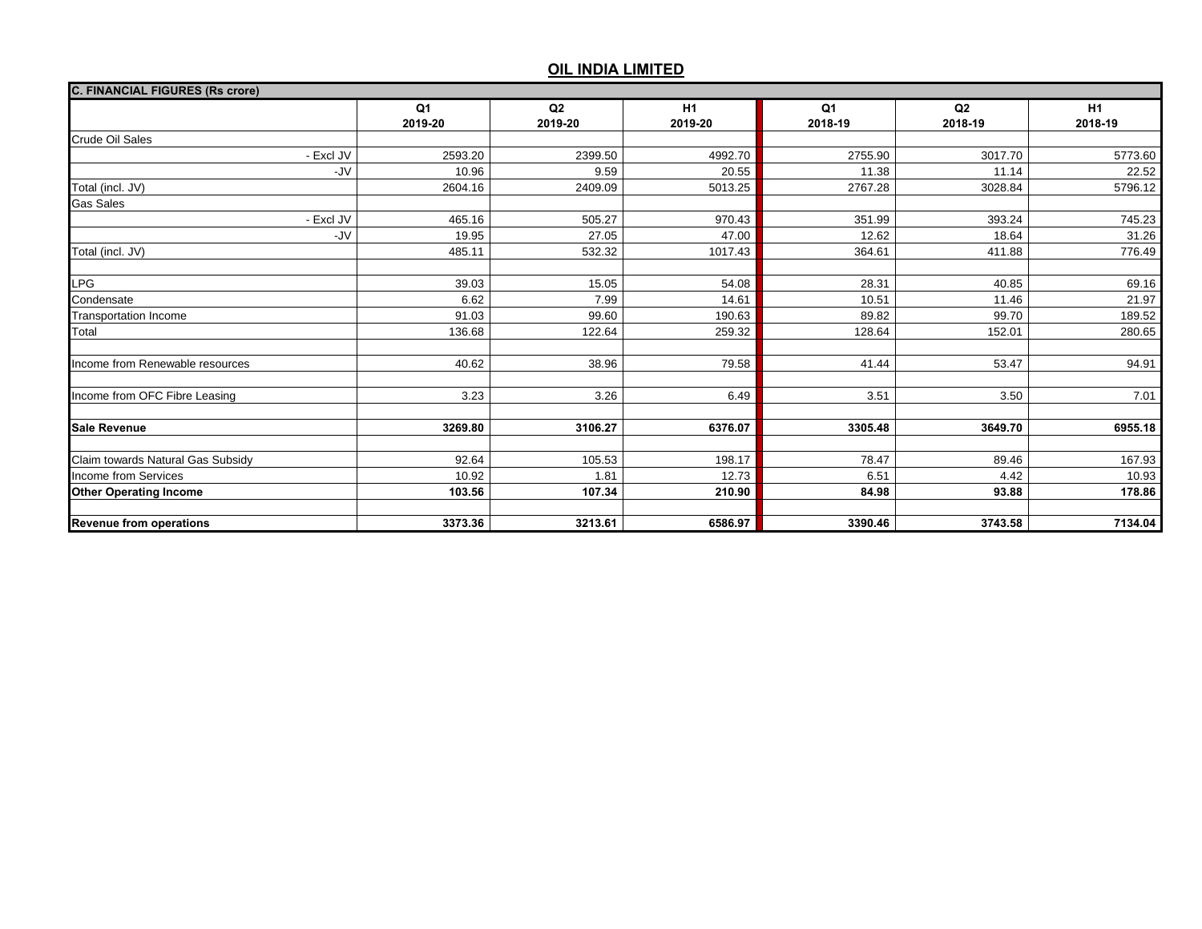## OIL INDIA LIMITED

| C. FINANCIAL FIGURES (Rs crore) | | | | | | |
|---|---|---|---|---|---|---|
| | Q1 2019-20 | Q2 2019-20 | H1 2019-20 | Q1 2018-19 | Q2 2018-19 | H1 2018-19 |
| Crude Oil Sales | | | | | | |
| - Excl JV | 2593.20 | 2399.50 | 4992.70 | 2755.90 | 3017.70 | 5773.60 |
| -JV | 10.96 | 9.59 | 20.55 | 11.38 | 11.14 | 22.52 |
| Total (incl. JV) | 2604.16 | 2409.09 | 5013.25 | 2767.28 | 3028.84 | 5796.12 |
| Gas Sales | | | | | | |
| - Excl JV | 465.16 | 505.27 | 970.43 | 351.99 | 393.24 | 745.23 |
| -JV | 19.95 | 27.05 | 47.00 | 12.62 | 18.64 | 31.26 |
| Total (incl. JV) | 485.11 | 532.32 | 1017.43 | 364.61 | 411.88 | 776.49 |
| | | | | | | |
| LPG | 39.03 | 15.05 | 54.08 | 28.31 | 40.85 | 69.16 |
| Condensate | 6.62 | 7.99 | 14.61 | 10.51 | 11.46 | 21.97 |
| Transportation Income | 91.03 | 99.60 | 190.63 | 89.82 | 99.70 | 189.52 |
| Total | 136.68 | 122.64 | 259.32 | 128.64 | 152.01 | 280.65 |
| | | | | | | |
| Income from Renewable resources | 40.62 | 38.96 | 79.58 | 41.44 | 53.47 | 94.91 |
| | | | | | | |
| Income from OFC Fibre Leasing | 3.23 | 3.26 | 6.49 | 3.51 | 3.50 | 7.01 |
| | | | | | | |
| **Sale Revenue** | **3269.80** | **3106.27** | **6376.07** | **3305.48** | **3649.70** | **6955.18** |
| | | | | | | |
| Claim towards Natural Gas Subsidy | 92.64 | 105.53 | 198.17 | 78.47 | 89.46 | 167.93 |
| Income from Services | 10.92 | 1.81 | 12.73 | 6.51 | 4.42 | 10.93 |
| **Other Operating Income** | **103.56** | **107.34** | **210.90** | **84.98** | **93.88** | **178.86** |
| | | | | | | |
| **Revenue from operations** | **3373.36** | **3213.61** | **6586.97** | **3390.46** | **3743.58** | **7134.04** |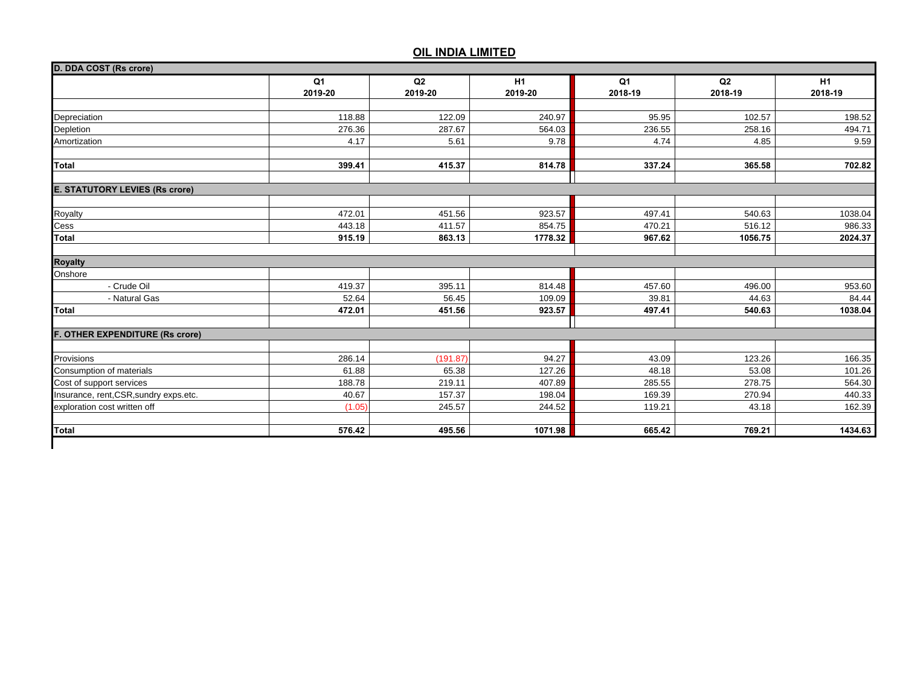## OIL INDIA LIMITED

| D. DDA COST (Rs crore) | Q1 2019-20 | Q2 2019-20 | H1 2019-20 | Q1 2018-19 | Q2 2018-19 | H1 2018-19 |
|---|---|---|---|---|---|---|
| Depreciation | 118.88 | 122.09 | 240.97 | 95.95 | 102.57 | 198.52 |
| Depletion | 276.36 | 287.67 | 564.03 | 236.55 | 258.16 | 494.71 |
| Amortization | 4.17 | 5.61 | 9.78 | 4.74 | 4.85 | 9.59 |
| **Total** | **399.41** | **415.37** | **814.78** | **337.24** | **365.58** | **702.82** |
| **E. STATUTORY LEVIES (Rs crore)** | | | | | | |
| Royalty | 472.01 | 451.56 | 923.57 | 497.41 | 540.63 | 1038.04 |
| Cess | 443.18 | 411.57 | 854.75 | 470.21 | 516.12 | 986.33 |
| **Total** | **915.19** | **863.13** | **1778.32** | **967.62** | **1056.75** | **2024.37** |
| **Royalty** | | | | | | |
| Onshore | | | | | | |
| - Crude Oil | 419.37 | 395.11 | 814.48 | 457.60 | 496.00 | 953.60 |
| - Natural Gas | 52.64 | 56.45 | 109.09 | 39.81 | 44.63 | 84.44 |
| **Total** | **472.01** | **451.56** | **923.57** | **497.41** | **540.63** | **1038.04** |
| **F. OTHER EXPENDITURE (Rs crore)** | | | | | | |
| Provisions | 286.14 | (191.87) | 94.27 | 43.09 | 123.26 | 166.35 |
| Consumption of materials | 61.88 | 65.38 | 127.26 | 48.18 | 53.08 | 101.26 |
| Cost of support services | 188.78 | 219.11 | 407.89 | 285.55 | 278.75 | 564.30 |
| Insurance, rent,CSR,sundry exps.etc. | 40.67 | 157.37 | 198.04 | 169.39 | 270.94 | 440.33 |
| exploration cost written off | (1.05) | 245.57 | 244.52 | 119.21 | 43.18 | 162.39 |
| **Total** | **576.42** | **495.56** | **1071.98** | **665.42** | **769.21** | **1434.63** |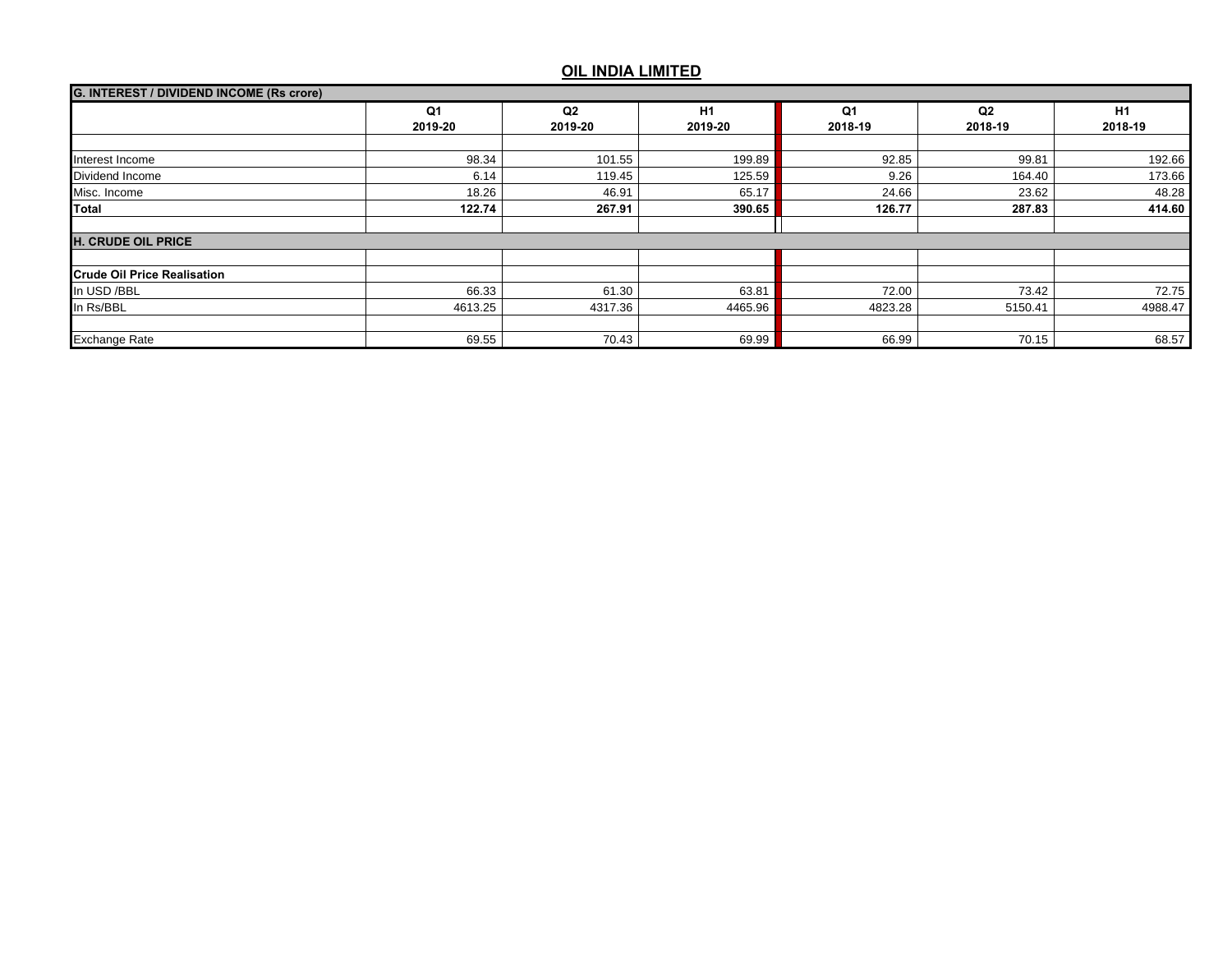## OIL INDIA LIMITED

| G. INTEREST / DIVIDEND INCOME (Rs crore) | Q1 2019-20 | Q2 2019-20 | H1 2019-20 | Q1 2018-19 | Q2 2018-19 | H1 2018-19 |
|---|---|---|---|---|---|---|
| Interest Income | 98.34 | 101.55 | 199.89 | 92.85 | 99.81 | 192.66 |
| Dividend Income | 6.14 | 119.45 | 125.59 | 9.26 | 164.40 | 173.66 |
| Misc. Income | 18.26 | 46.91 | 65.17 | 24.66 | 23.62 | 48.28 |
| **Total** | **122.74** | **267.91** | **390.65** | **126.77** | **287.83** | **414.60** |
| | | | | | | |
| **H. CRUDE OIL PRICE** | | | | | | |
| | | | | | | |
| **Crude Oil Price Realisation** | | | | | | |
| In USD /BBL | 66.33 | 61.30 | 63.81 | 72.00 | 73.42 | 72.75 |
| In Rs/BBL | 4613.25 | 4317.36 | 4465.96 | 4823.28 | 5150.41 | 4988.47 |
| | | | | | | |
| Exchange Rate | 69.55 | 70.43 | 69.99 | 66.99 | 70.15 | 68.57 |